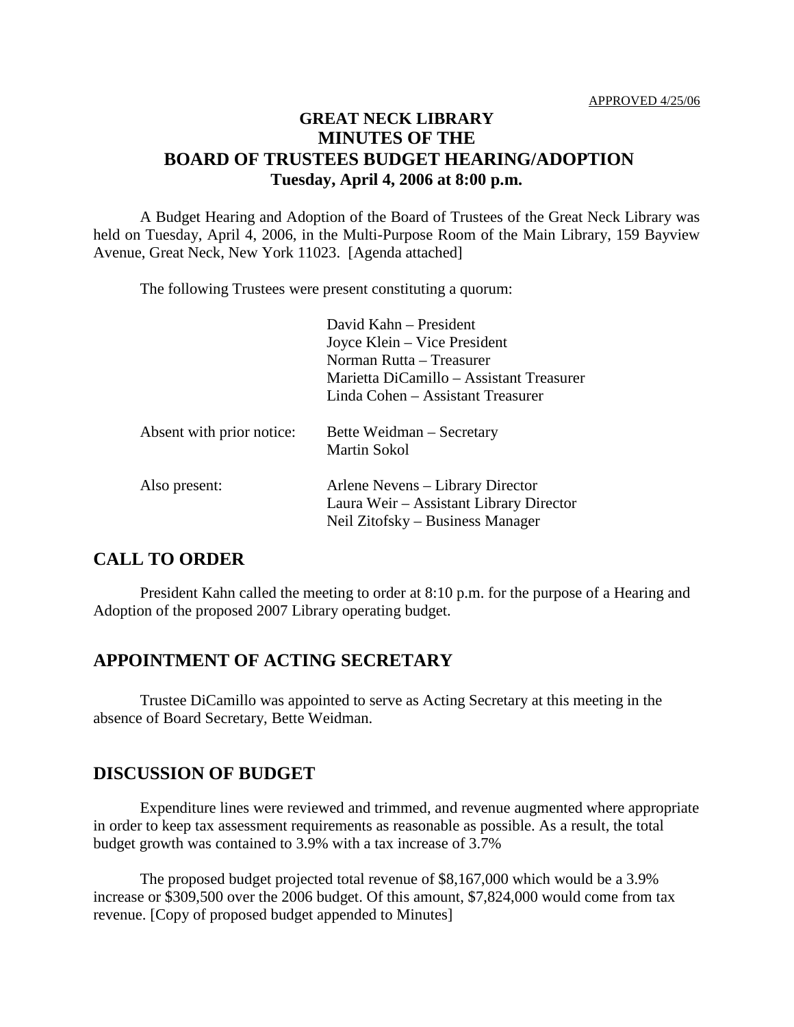APPROVED 4/25/06

# GREAT NECK LIBRARY
# MINUTES OF THE
# BOARD OF TRUSTEES BUDGET HEARING/ADOPTION
**Tuesday, April 4, 2006 at 8:00 p.m.**

A Budget Hearing and Adoption of the Board of Trustees of the Great Neck Library was held on Tuesday, April 4, 2006, in the Multi-Purpose Room of the Main Library, 159 Bayview Avenue, Great Neck, New York 11023. [Agenda attached]

The following Trustees were present constituting a quorum:

David Kahn – President
Joyce Klein – Vice President
Norman Rutta – Treasurer
Marietta DiCamillo – Assistant Treasurer
Linda Cohen – Assistant Treasurer

Absent with prior notice: Bette Weidman – Secretary
Martin Sokol

Also present: Arlene Nevens – Library Director
Laura Weir – Assistant Library Director
Neil Zitofsky – Business Manager

## CALL TO ORDER

President Kahn called the meeting to order at 8:10 p.m. for the purpose of a Hearing and Adoption of the proposed 2007 Library operating budget.

## APPOINTMENT OF ACTING SECRETARY

Trustee DiCamillo was appointed to serve as Acting Secretary at this meeting in the absence of Board Secretary, Bette Weidman.

## DISCUSSION OF BUDGET

Expenditure lines were reviewed and trimmed, and revenue augmented where appropriate in order to keep tax assessment requirements as reasonable as possible. As a result, the total budget growth was contained to 3.9% with a tax increase of 3.7%

The proposed budget projected total revenue of $8,167,000 which would be a 3.9% increase or $309,500 over the 2006 budget. Of this amount, $7,824,000 would come from tax revenue. [Copy of proposed budget appended to Minutes]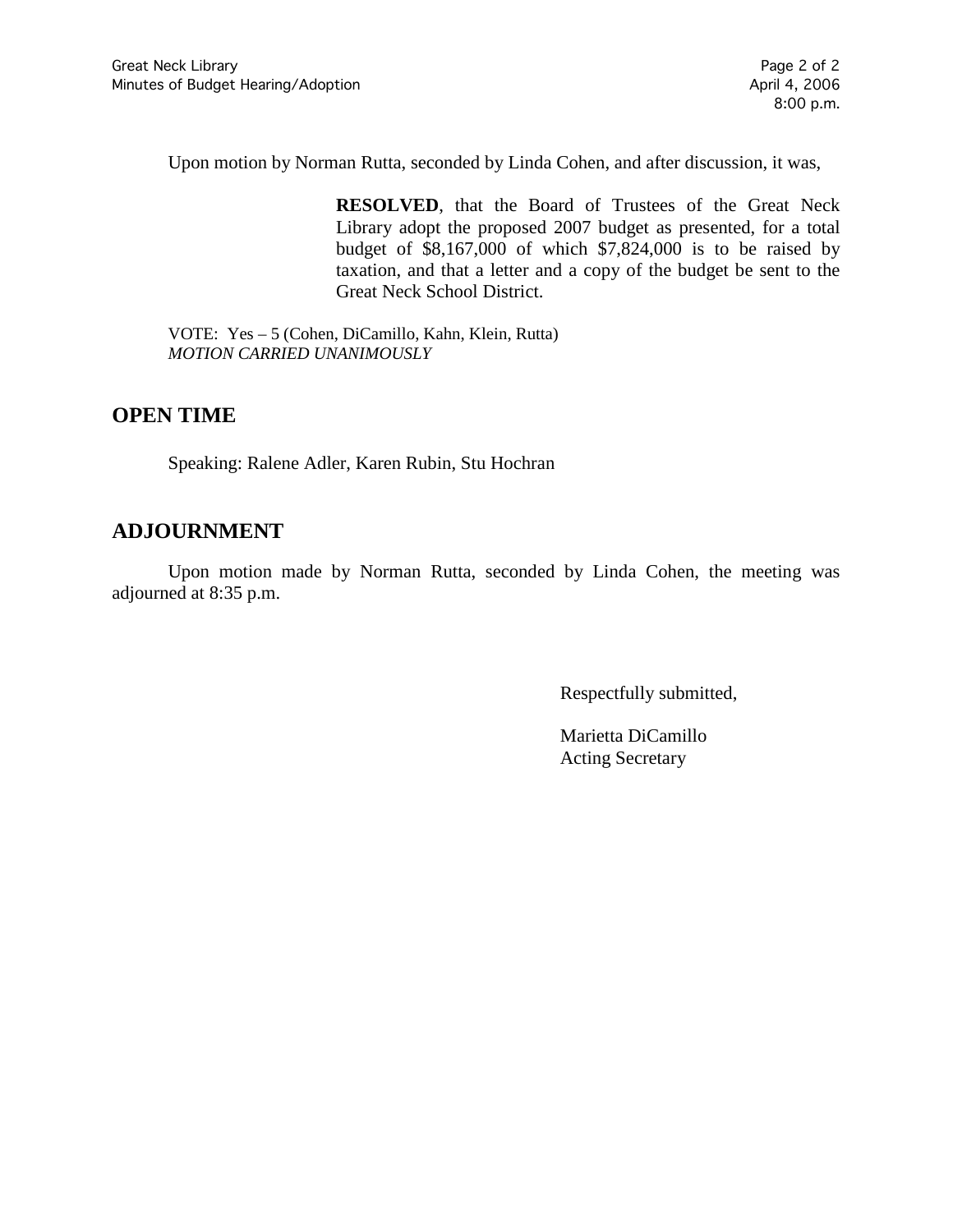Upon motion by Norman Rutta, seconded by Linda Cohen, and after discussion, it was,

> **RESOLVED**, that the Board of Trustees of the Great Neck Library adopt the proposed 2007 budget as presented, for a total budget of $8,167,000 of which $7,824,000 is to be raised by taxation, and that a letter and a copy of the budget be sent to the Great Neck School District.

VOTE: Yes – 5 (Cohen, DiCamillo, Kahn, Klein, Rutta)
*MOTION CARRIED UNANIMOUSLY*

## OPEN TIME

Speaking: Ralene Adler, Karen Rubin, Stu Hochran

## ADJOURNMENT

Upon motion made by Norman Rutta, seconded by Linda Cohen, the meeting was adjourned at 8:35 p.m.

Respectfully submitted,

Marietta DiCamillo
Acting Secretary